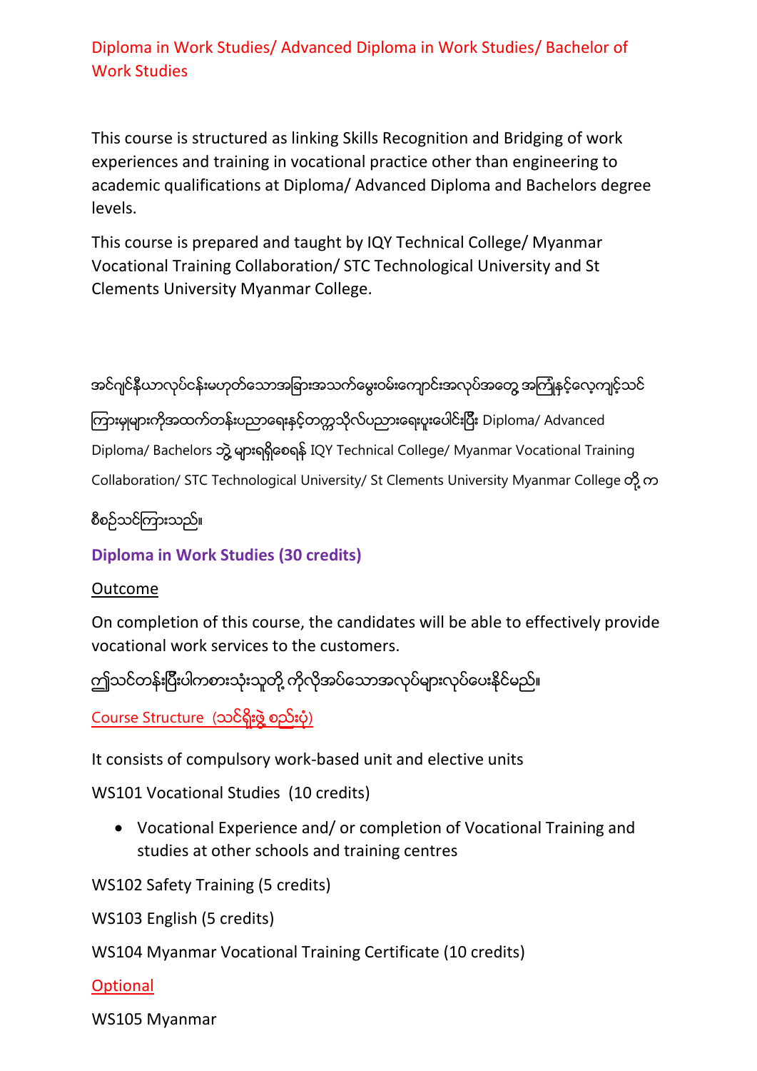## Diploma in Work Studies/ Advanced Diploma in Work Studies/ Bachelor of Work Studies

This course is structured as linking Skills Recognition and Bridging of work experiences and training in vocational practice other than engineering to academic qualifications at Diploma/ Advanced Diploma and Bachelors degree levels.

This course is prepared and taught by IQY Technical College/ Myanmar Vocational Training Collaboration/ STC Technological University and St Clements University Myanmar College.

အင်ဂျင်နီယာလုပ်ငန်းမဟုတ်သောအခြားအသက်မွေးဝမ်းကျောင်းအလုပ်အတွေ့ အကြုံနှင့်လေ့ကျင့်သင်ကြားမှုများကိုအထက်တန်းပညာရေးနှင့်တက္ကသိုလ်ပညာရေးပူးပေါင်းပြီး Diploma/ Advanced Diploma/ Bachelors ဘွဲ့ များရရှိစေရန် IQY Technical College/ Myanmar Vocational Training Collaboration/ STC Technological University/ St Clements University Myanmar College တို့ က စီစဉ်သင်ကြားသည်။

### Diploma in Work Studies (30 credits)

Outcome

On completion of this course, the candidates will be able to effectively provide vocational work services to the customers.

ဤသင်တန်းပြီးပါကစားသုံးသူတို့ ကိုလိုအပ်သောအလုပ်များလုပ်ပေးနိုင်မည်။

Course Structure (သင်ရိုးဖွဲ့ စည်းပုံ)

It consists of compulsory work-based unit and elective units

WS101 Vocational Studies (10 credits)

- Vocational Experience and/ or completion of Vocational Training and studies at other schools and training centres

WS102 Safety Training (5 credits)

WS103 English (5 credits)

WS104 Myanmar Vocational Training Certificate (10 credits)

Optional

WS105 Myanmar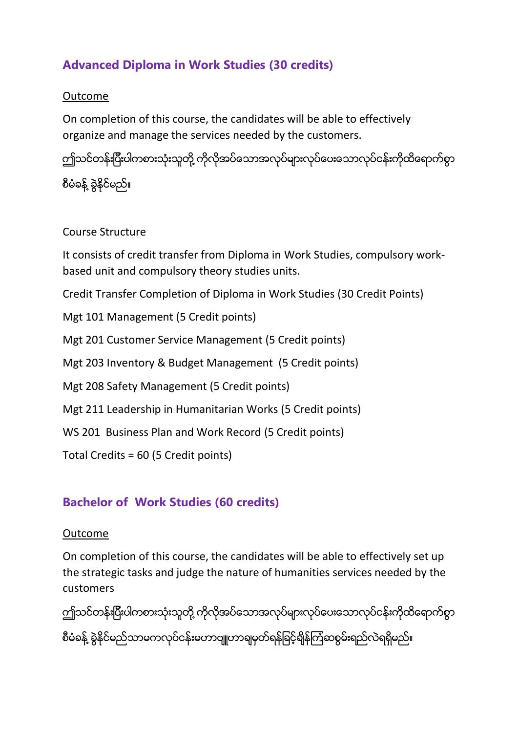## Advanced Diploma in Work Studies (30 credits)

<u>Outcome</u>

On completion of this course, the candidates will be able to effectively organize and manage the services needed by the customers.

ဤသင်တန်းပြီးပါကစားသုံးသူတို့ ကိုလိုအပ်သောအလုပ်များလုပ်ပေးသောလုပ်ငန်းကိုထိရောက်စွာ စီမံခန့် ခွဲနိုင်မည်။

Course Structure

It consists of credit transfer from Diploma in Work Studies, compulsory work-based unit and compulsory theory studies units.

Credit Transfer Completion of Diploma in Work Studies (30 Credit Points)

Mgt 101 Management (5 Credit points)

Mgt 201 Customer Service Management (5 Credit points)

Mgt 203 Inventory & Budget Management (5 Credit points)

Mgt 208 Safety Management (5 Credit points)

Mgt 211 Leadership in Humanitarian Works (5 Credit points)

WS 201 Business Plan and Work Record (5 Credit points)

Total Credits = 60 (5 Credit points)

## Bachelor of Work Studies (60 credits)

<u>Outcome</u>

On completion of this course, the candidates will be able to effectively set up the strategic tasks and judge the nature of humanities services needed by the customers

ဤသင်တန်းပြီးပါကစားသုံးသူတို့ ကိုလိုအပ်သောအလုပ်များလုပ်ပေးသောလုပ်ငန်းကိုထိရောက်စွာ စီမံခန့် ခွဲနိုင်မည်သာမကလုပ်ငန်းမဟာဗျူဟာချမှတ်ရန်ခြင့်ချိန်ကြံဆစွမ်းရည်လဲရရှိမည်။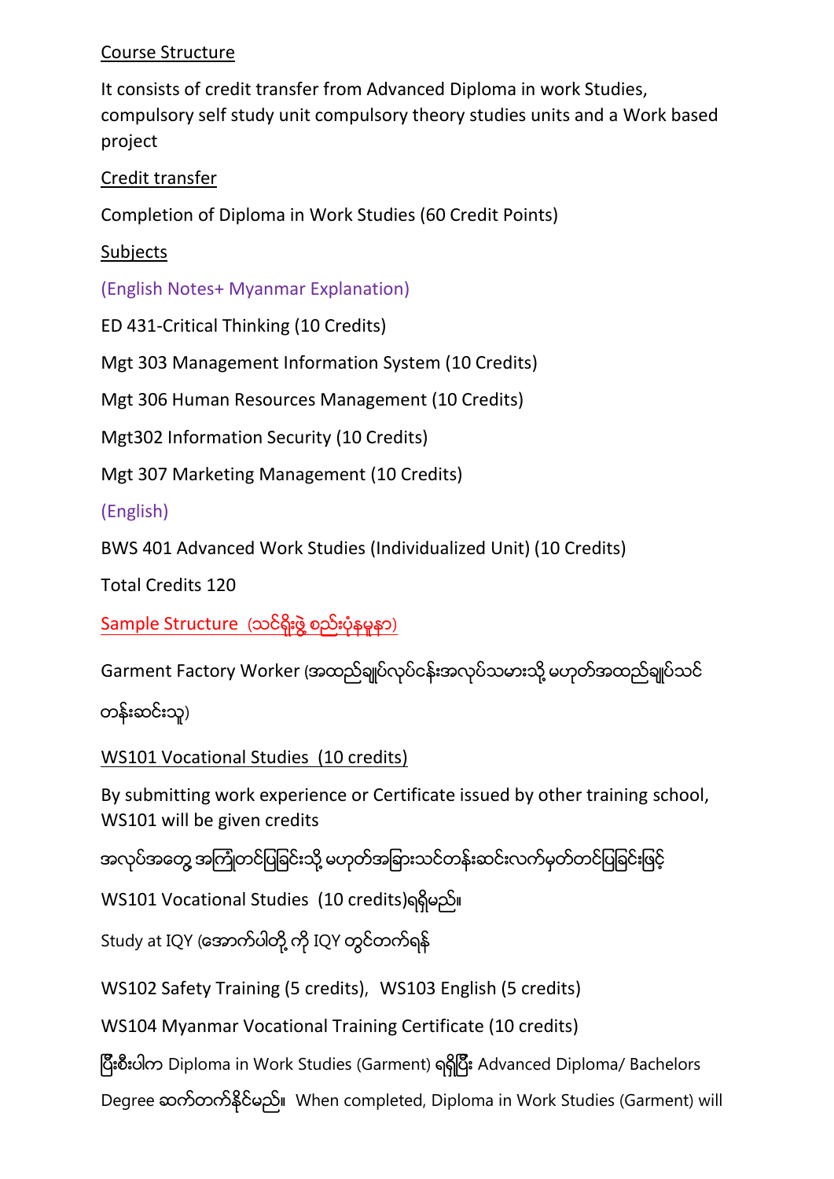Course Structure

It consists of credit transfer from Advanced Diploma in work Studies, compulsory self study unit compulsory theory studies units and a Work based project

Credit transfer

Completion of Diploma in Work Studies (60 Credit Points)

Subjects

(English Notes+ Myanmar Explanation)

ED 431-Critical Thinking (10 Credits)

Mgt 303 Management Information System (10 Credits)

Mgt 306 Human Resources Management (10 Credits)

Mgt302 Information Security (10 Credits)

Mgt 307 Marketing Management (10 Credits)

(English)

BWS 401 Advanced Work Studies (Individualized Unit) (10 Credits)

Total Credits 120

Sample Structure (သင်ရိုးဖွဲ့ စည်းပုံနမူနာ)

Garment Factory Worker (အထည်ချုပ်လုပ်ငန်းအလုပ်သမားသို့ မဟုတ်အထည်ချုပ်သင်တန်းဆင်းသူ)

WS101 Vocational Studies (10 credits)

By submitting work experience or Certificate issued by other training school, WS101 will be given credits

အလုပ်အတွေ့ အကြုံတင်ပြခြင်းသို့ မဟုတ်အခြားသင်တန်းဆင်းလက်မှတ်တင်ပြခြင်းဖြင့်

WS101 Vocational Studies (10 credits)ရရှိမည်။

Study at IQY (အောက်ပါတို့ ကို IQY တွင်တက်ရန်

WS102 Safety Training (5 credits), WS103 English (5 credits)

WS104 Myanmar Vocational Training Certificate (10 credits)

ပြီးစီးပါက Diploma in Work Studies (Garment) ရရှိပြီး Advanced Diploma/ Bachelors Degree ဆက်တက်နိုင်မည်။ When completed, Diploma in Work Studies (Garment) will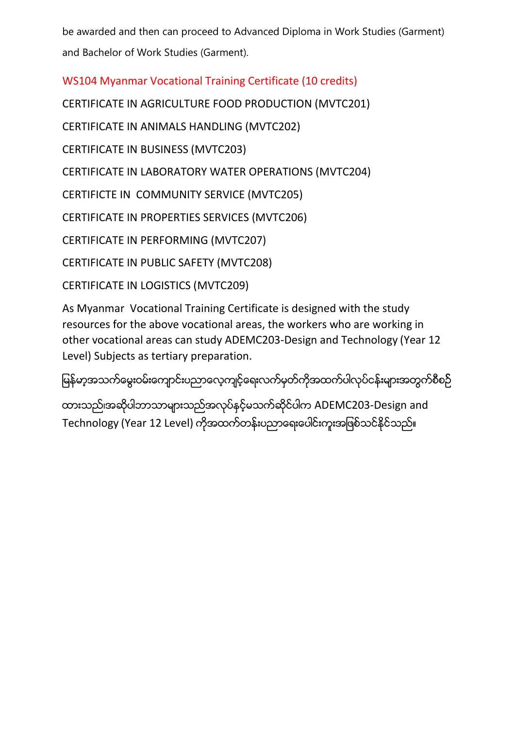be awarded and then can proceed to Advanced Diploma in Work Studies (Garment) and Bachelor of Work Studies (Garment).

## WS104 Myanmar Vocational Training Certificate (10 credits)

CERTIFICATE IN AGRICULTURE FOOD PRODUCTION (MVTC201)

CERTIFICATE IN ANIMALS HANDLING (MVTC202)

CERTIFICATE IN BUSINESS (MVTC203)

CERTIFICATE IN LABORATORY WATER OPERATIONS (MVTC204)

CERTIFICTE IN COMMUNITY SERVICE (MVTC205)

CERTIFICATE IN PROPERTIES SERVICES (MVTC206)

CERTIFICATE IN PERFORMING (MVTC207)

CERTIFICATE IN PUBLIC SAFETY (MVTC208)

CERTIFICATE IN LOGISTICS (MVTC209)

As Myanmar Vocational Training Certificate is designed with the study resources for the above vocational areas, the workers who are working in other vocational areas can study ADEMC203-Design and Technology (Year 12 Level) Subjects as tertiary preparation.

မြန်မာ့အသက်မွေးဝမ်းကျောင်းပညာလေ့ကျင့်ရေးလက်မှတ်ကိုအထက်ပါလုပ်ငန်းများအတွက်စီစဉ်ထားသည်၊အဆိုပါဘာသာများသည်အလုပ်နှင့်မသက်ဆိုင်ပါက ADEMC203-Design and Technology (Year 12 Level) ကိုအထက်တန်းပညာရေးပေါင်းကူးအဖြစ်သင်နိုင်သည်။